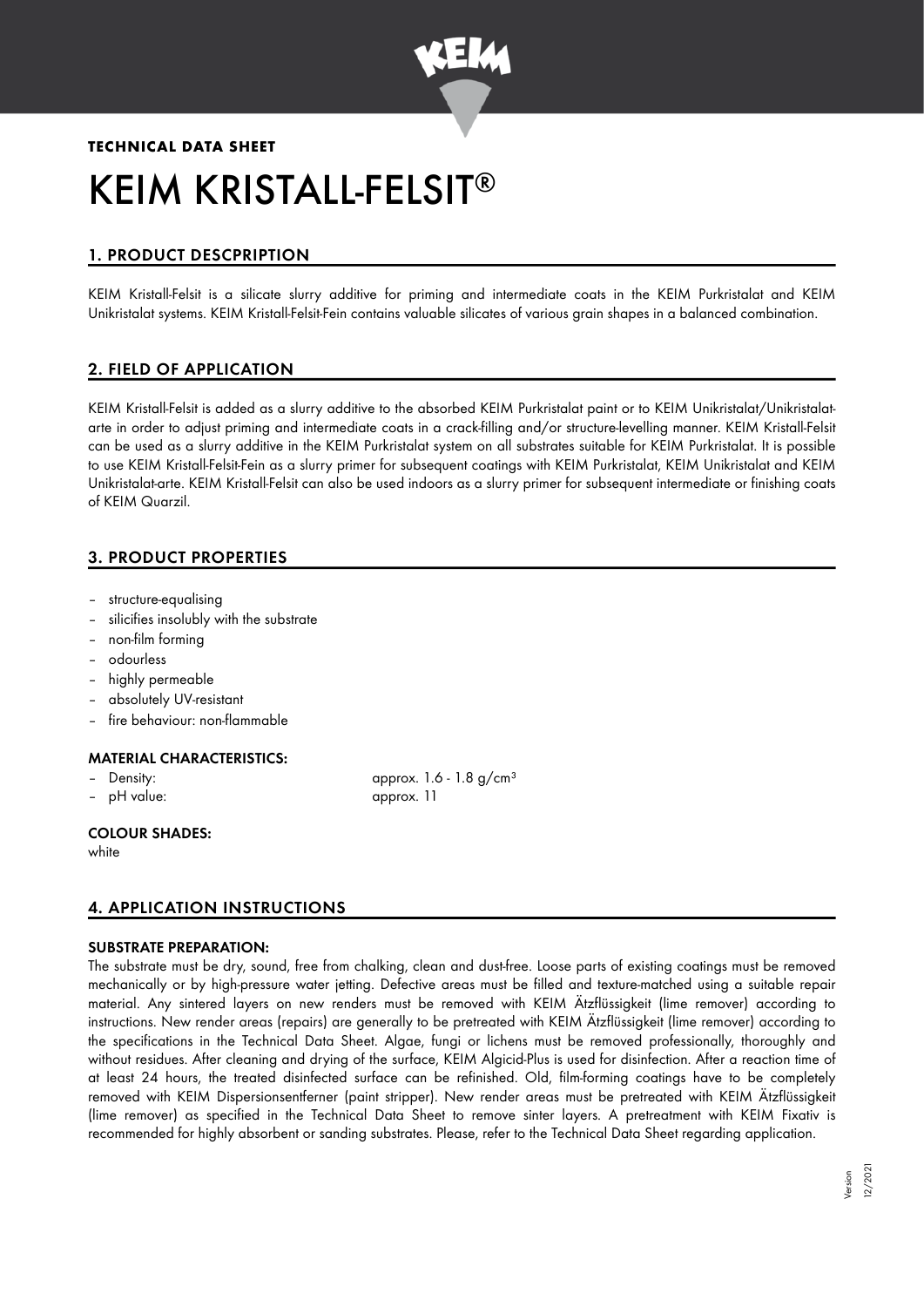**TECHNICAL DATA SHEET**

# KEIM KRISTALL-FELSIT®

## 1. PRODUCT DESCPRIPTION

KEIM Kristall-Felsit is a silicate slurry additive for priming and intermediate coats in the KEIM Purkristalat and KEIM Unikristalat systems. KEIM Kristall-Felsit-Fein contains valuable silicates of various grain shapes in a balanced combination.

## 2. FIELD OF APPLICATION

KEIM Kristall-Felsit is added as a slurry additive to the absorbed KEIM Purkristalat paint or to KEIM Unikristalat/Unikristalat-arte in order to adjust priming and intermediate coats in a crack-filling and/or structure-levelling manner. KEIM Kristall-Felsit can be used as a slurry additive in the KEIM Purkristalat system on all substrates suitable for KEIM Purkristalat. It is possible to use KEIM Kristall-Felsit-Fein as a slurry primer for subsequent coatings with KEIM Purkristalat, KEIM Unikristalat and KEIM Unikristalat-arte. KEIM Kristall-Felsit can also be used indoors as a slurry primer for subsequent intermediate or finishing coats of KEIM Quarzil.

## 3. PRODUCT PROPERTIES

- structure-equalising
- silicifies insolubly with the substrate
- non-film forming
- odourless
- highly permeable
- absolutely UV-resistant
- fire behaviour: non-flammable

### MATERIAL CHARACTERISTICS:

- Density: approx. 1.6 - 1.8 g/cm³
- pH value: approx. 11

### COLOUR SHADES:

white

## 4. APPLICATION INSTRUCTIONS

### SUBSTRATE PREPARATION:

The substrate must be dry, sound, free from chalking, clean and dust-free. Loose parts of existing coatings must be removed mechanically or by high-pressure water jetting. Defective areas must be filled and texture-matched using a suitable repair material. Any sintered layers on new renders must be removed with KEIM Ätzflüssigkeit (lime remover) according to instructions. New render areas (repairs) are generally to be pretreated with KEIM Ätzflüssigkeit (lime remover) according to the specifications in the Technical Data Sheet. Algae, fungi or lichens must be removed professionally, thoroughly and without residues. After cleaning and drying of the surface, KEIM Algicid-Plus is used for disinfection. After a reaction time of at least 24 hours, the treated disinfected surface can be refinished. Old, film-forming coatings have to be completely removed with KEIM Dispersionsentferner (paint stripper). New render areas must be pretreated with KEIM Ätzflüssigkeit (lime remover) as specified in the Technical Data Sheet to remove sinter layers. A pretreatment with KEIM Fixativ is recommended for highly absorbent or sanding substrates. Please, refer to the Technical Data Sheet regarding application.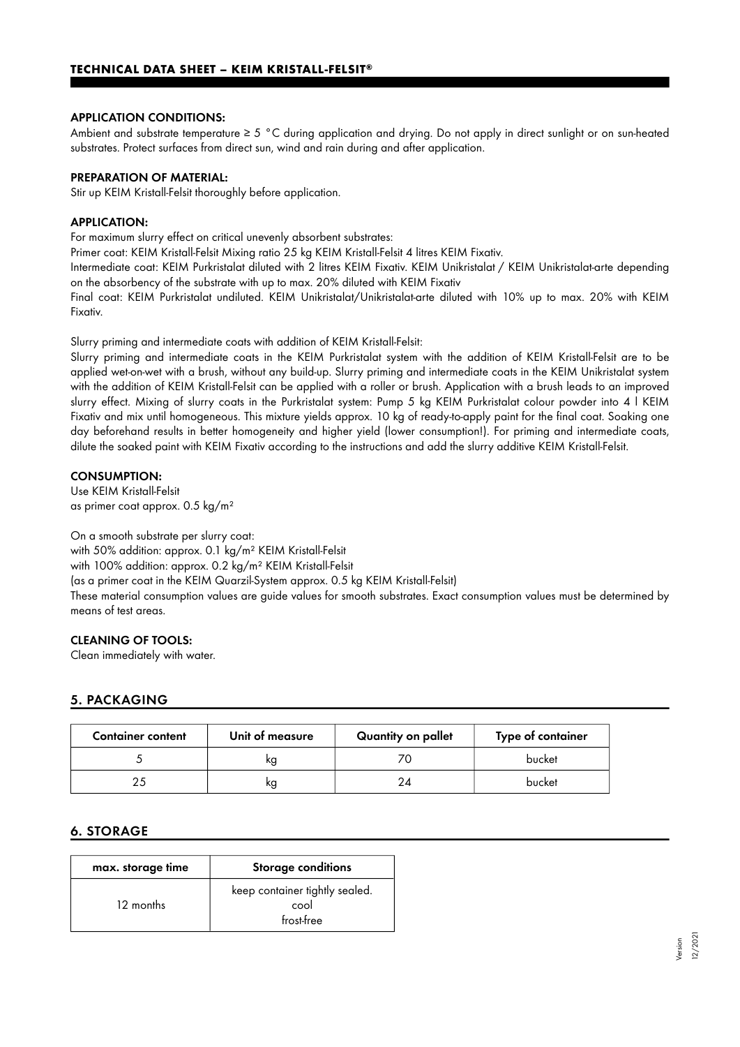#### APPLICATION CONDITIONS:

Ambient and substrate temperature ≥ 5 °C during application and drying. Do not apply in direct sunlight or on sun-heated substrates. Protect surfaces from direct sun, wind and rain during and after application.

#### PREPARATION OF MATERIAL:

Stir up KEIM Kristall-Felsit thoroughly before application.

#### APPLICATION:

For maximum slurry effect on critical unevenly absorbent substrates:
Primer coat: KEIM Kristall-Felsit Mixing ratio 25 kg KEIM Kristall-Felsit 4 litres KEIM Fixativ.
Intermediate coat: KEIM Purkristalat diluted with 2 litres KEIM Fixativ. KEIM Unikristalat / KEIM Unikristalat-arte depending on the absorbency of the substrate with up to max. 20% diluted with KEIM Fixativ
Final coat: KEIM Purkristalat undiluted. KEIM Unikristalat/Unikristalat-arte diluted with 10% up to max. 20% with KEIM Fixativ.

Slurry priming and intermediate coats with addition of KEIM Kristall-Felsit:
Slurry priming and intermediate coats in the KEIM Purkristalat system with the addition of KEIM Kristall-Felsit are to be applied wet-on-wet with a brush, without any build-up. Slurry priming and intermediate coats in the KEIM Unikristalat system with the addition of KEIM Kristall-Felsit can be applied with a roller or brush. Application with a brush leads to an improved slurry effect. Mixing of slurry coats in the Purkristalat system: Pump 5 kg KEIM Purkristalat colour powder into 4 l KEIM Fixativ and mix until homogeneous. This mixture yields approx. 10 kg of ready-to-apply paint for the final coat. Soaking one day beforehand results in better homogeneity and higher yield (lower consumption!). For priming and intermediate coats, dilute the soaked paint with KEIM Fixativ according to the instructions and add the slurry additive KEIM Kristall-Felsit.

#### CONSUMPTION:

Use KEIM Kristall-Felsit
as primer coat approx. 0.5 kg/m²

On a smooth substrate per slurry coat:
with 50% addition: approx. 0.1 kg/m² KEIM Kristall-Felsit
with 100% addition: approx. 0.2 kg/m² KEIM Kristall-Felsit
(as a primer coat in the KEIM Quarzil-System approx. 0.5 kg KEIM Kristall-Felsit)
These material consumption values are guide values for smooth substrates. Exact consumption values must be determined by means of test areas.

#### CLEANING OF TOOLS:

Clean immediately with water.

## 5. PACKAGING

| Container content | Unit of measure | Quantity on pallet | Type of container |
|---|---|---|---|
| 5 | kg | 70 | bucket |
| 25 | kg | 24 | bucket |

## 6. STORAGE

| max. storage time | Storage conditions |
|---|---|
| 12 months | keep container tightly sealed. cool frost-free |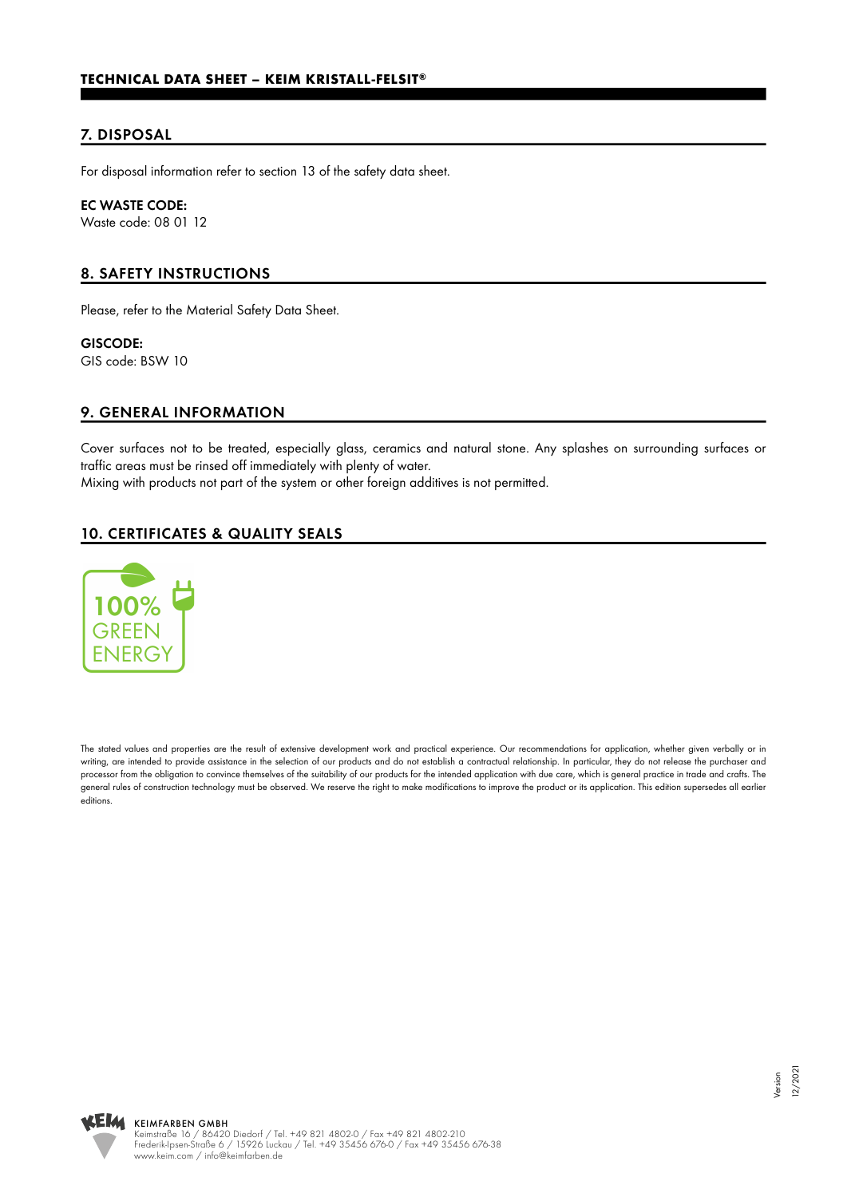## 7. DISPOSAL

For disposal information refer to section 13 of the safety data sheet.

**EC WASTE CODE:**
Waste code: 08 01 12

## 8. SAFETY INSTRUCTIONS

Please, refer to the Material Safety Data Sheet.

**GISCODE:**
GIS code: BSW 10

## 9. GENERAL INFORMATION

Cover surfaces not to be treated, especially glass, ceramics and natural stone. Any splashes on surrounding surfaces or traffic areas must be rinsed off immediately with plenty of water.
Mixing with products not part of the system or other foreign additives is not permitted.

## 10. CERTIFICATES & QUALITY SEALS

100% GREEN ENERGY

The stated values and properties are the result of extensive development work and practical experience. Our recommendations for application, whether given verbally or in writing, are intended to provide assistance in the selection of our products and do not establish a contractual relationship. In particular, they do not release the purchaser and processor from the obligation to convince themselves of the suitability of our products for the intended application with due care, which is general practice in trade and crafts. The general rules of construction technology must be observed. We reserve the right to make modifications to improve the product or its application. This edition supersedes all earlier editions.

**KEIMFARBEN GMBH**
Keimstraße 16 / 86420 Diedorf / Tel. +49 821 4802-0 / Fax +49 821 4802-210
Frederik-Ipsen-Straße 6 / 15926 Luckau / Tel. +49 35456 676-0 / Fax +49 35456 676-38
www.keim.com / info@keimfarben.de

Version 12/2021